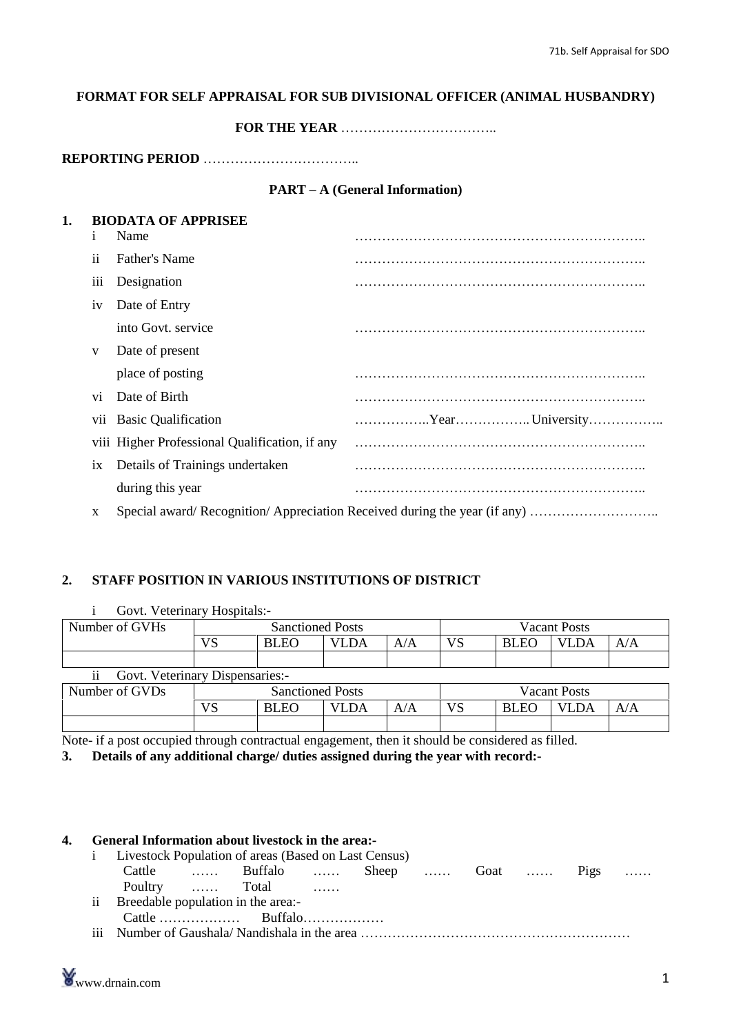**FORMAT FOR SELF APPRAISAL FOR SUB DIVISIONAL OFFICER (ANIMAL HUSBANDRY)**

**FOR THE YEAR** ……………………………..

**REPORTING PERIOD** ……………………………..

**PART – A (General Information)**

**1. BIODATA OF APPRISEE**

- i Name ………………………………………………………..
- ii Father's Name ………………………………………………………..
- iii Designation ………………………………………………………..
- iv Date of Entry into Govt. service ………………………………………………………..
- v Date of present place of posting ………………………………………………………..
- vi Date of Birth ………………………………………………………..
- vii Basic Qualification ……………..Year…………….. University……………..
- viii Higher Professional Qualification, if any ………………………………………………………..
- ix Details of Trainings undertaken during this year ………………………………………………………..
- x Special award/ Recognition/ Appreciation Received during the year (if any) ………………………..

**2. STAFF POSITION IN VARIOUS INSTITUTIONS OF DISTRICT**

i Govt. Veterinary Hospitals:-

| Number of GVHs | Sanctioned Posts | | | | Vacant Posts | | | |
|---|---|---|---|---|---|---|---|---|
| | VS | BLEO | VLDA | A/A | VS | BLEO | VLDA | A/A |
| | | | | | | | | |

ii Govt. Veterinary Dispensaries:-

| Number of GVDs | Sanctioned Posts | | | | Vacant Posts | | | |
|---|---|---|---|---|---|---|---|---|
| | VS | BLEO | VLDA | A/A | VS | BLEO | VLDA | A/A |
| | | | | | | | | |

Note- if a post occupied through contractual engagement, then it should be considered as filled.

**3. Details of any additional charge/ duties assigned during the year with record:-**

**4. General Information about livestock in the area:-**

- i Livestock Population of areas (Based on Last Census)
  Cattle …… Buffalo …… Sheep …… Goat …… Pigs ……
  Poultry …… Total ……
- ii Breedable population in the area:-
  Cattle ……………… Buffalo………………
- iii Number of Gaushala/ Nandishala in the area …………………………………………………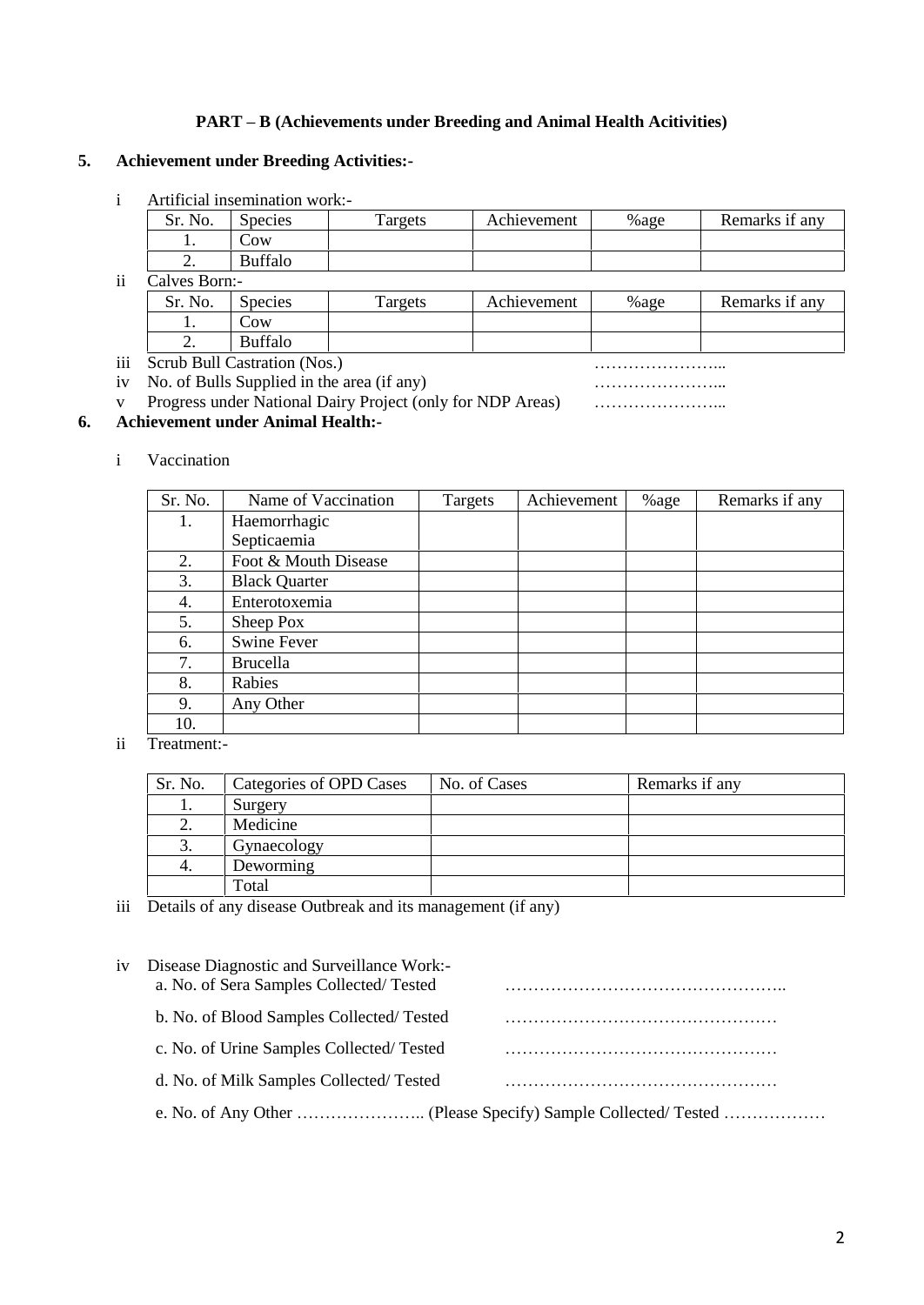## PART – B (Achievements under Breeding and Animal Health Acitivities)

**5. Achievement under Breeding Activities:-**

i Artificial insemination work:-

| Sr. No. | Species | Targets | Achievement | %age | Remarks if any |
|---|---|---|---|---|---|
| 1. | Cow | | | | |
| 2. | Buffalo | | | | |

ii Calves Born:-

| Sr. No. | Species | Targets | Achievement | %age | Remarks if any |
|---|---|---|---|---|---|
| 1. | Cow | | | | |
| 2. | Buffalo | | | | |

iii Scrub Bull Castration (Nos.) …………………...

iv No. of Bulls Supplied in the area (if any) …………………...

v Progress under National Dairy Project (only for NDP Areas) …………………...

**6. Achievement under Animal Health:-**

i Vaccination

| Sr. No. | Name of Vaccination | Targets | Achievement | %age | Remarks if any |
|---|---|---|---|---|---|
| 1. | Haemorrhagic Septicaemia | | | | |
| 2. | Foot & Mouth Disease | | | | |
| 3. | Black Quarter | | | | |
| 4. | Enterotoxemia | | | | |
| 5. | Sheep Pox | | | | |
| 6. | Swine Fever | | | | |
| 7. | Brucella | | | | |
| 8. | Rabies | | | | |
| 9. | Any Other | | | | |
| 10. | | | | | |

ii Treatment:-

| Sr. No. | Categories of OPD Cases | No. of Cases | Remarks if any |
|---|---|---|---|
| 1. | Surgery | | |
| 2. | Medicine | | |
| 3. | Gynaecology | | |
| 4. | Deworming | | |
| | Total | | |

iii Details of any disease Outbreak and its management (if any)

iv Disease Diagnostic and Surveillance Work:-

a. No. of Sera Samples Collected/ Tested ………………………………………..

b. No. of Blood Samples Collected/ Tested ………………………………………

c. No. of Urine Samples Collected/ Tested ………………………………………

d. No. of Milk Samples Collected/ Tested ………………………………………

e. No. of Any Other ………………….. (Please Specify) Sample Collected/ Tested ………………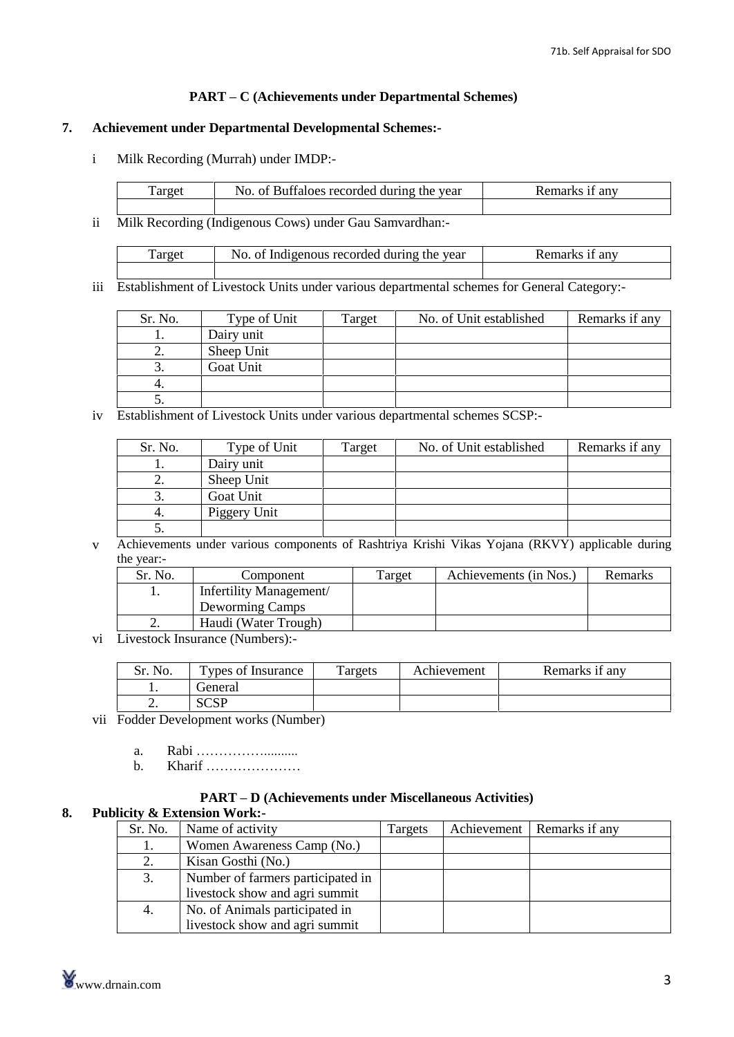## PART – C (Achievements under Departmental Schemes)

**7. Achievement under Departmental Developmental Schemes:-**

i Milk Recording (Murrah) under IMDP:-

| Target | No. of Buffaloes recorded during the year | Remarks if any |
|---|---|---|
| | | |

ii Milk Recording (Indigenous Cows) under Gau Samvardhan:-

| Target | No. of Indigenous recorded during the year | Remarks if any |
|---|---|---|
| | | |

iii Establishment of Livestock Units under various departmental schemes for General Category:-

| Sr. No. | Type of Unit | Target | No. of Unit established | Remarks if any |
|---|---|---|---|---|
| 1. | Dairy unit | | | |
| 2. | Sheep Unit | | | |
| 3. | Goat Unit | | | |
| 4. | | | | |
| 5. | | | | |

iv Establishment of Livestock Units under various departmental schemes SCSP:-

| Sr. No. | Type of Unit | Target | No. of Unit established | Remarks if any |
|---|---|---|---|---|
| 1. | Dairy unit | | | |
| 2. | Sheep Unit | | | |
| 3. | Goat Unit | | | |
| 4. | Piggery Unit | | | |
| 5. | | | | |

v Achievements under various components of Rashtriya Krishi Vikas Yojana (RKVY) applicable during the year:-

| Sr. No. | Component | Target | Achievements (in Nos.) | Remarks |
|---|---|---|---|---|
| 1. | Infertility Management/ Deworming Camps | | | |
| 2. | Haudi (Water Trough) | | | |

vi Livestock Insurance (Numbers):-

| Sr. No. | Types of Insurance | Targets | Achievement | Remarks if any |
|---|---|---|---|---|
| 1. | General | | | |
| 2. | SCSP | | | |

vii Fodder Development works (Number)

a. Rabi …………….........

b. Kharif …………………

## PART – D (Achievements under Miscellaneous Activities)

**8. Publicity & Extension Work:-**

| Sr. No. | Name of activity | Targets | Achievement | Remarks if any |
|---|---|---|---|---|
| 1. | Women Awareness Camp (No.) | | | |
| 2. | Kisan Gosthi (No.) | | | |
| 3. | Number of farmers participated in livestock show and agri summit | | | |
| 4. | No. of Animals participated in livestock show and agri summit | | | |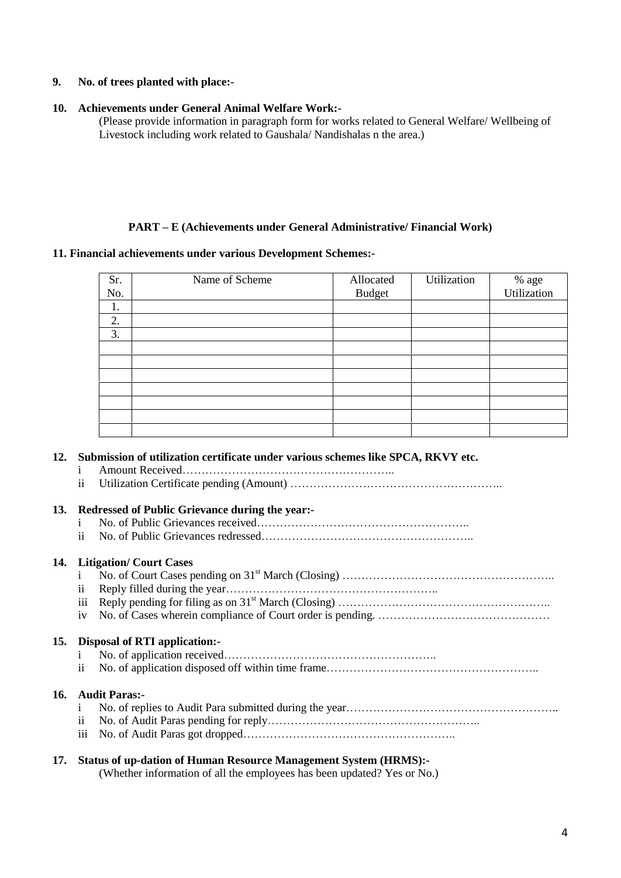**9. No. of trees planted with place:-**

**10. Achievements under General Animal Welfare Work:-**

(Please provide information in paragraph form for works related to General Welfare/ Wellbeing of Livestock including work related to Gaushala/ Nandishalas n the area.)

## PART – E (Achievements under General Administrative/ Financial Work)

**11. Financial achievements under various Development Schemes:-**

| Sr. No. | Name of Scheme | Allocated Budget | Utilization | % age Utilization |
|---|---|---|---|---|
| 1. | | | | |
| 2. | | | | |
| 3. | | | | |
| | | | | |
| | | | | |
| | | | | |
| | | | | |
| | | | | |
| | | | | |
| | | | | |

**12. Submission of utilization certificate under various schemes like SPCA, RKVY etc.**

i Amount Received……………………………………………..

ii Utilization Certificate pending (Amount) ……………………………………………..

**13. Redressed of Public Grievance during the year:-**

i No. of Public Grievances received……………………………………………..

ii No. of Public Grievances redressed……………………………………………..

**14. Litigation/ Court Cases**

i No. of Court Cases pending on 31st March (Closing) ……………………………………………..

ii Reply filled during the year……………………………………………..

iii Reply pending for filing as on 31st March (Closing) ……………………………………………..

iv No. of Cases wherein compliance of Court order is pending. ……………………………………

**15. Disposal of RTI application:-**

i No. of application received……………………………………………..

ii No. of application disposed off within time frame……………………………………………..

**16. Audit Paras:-**

i No. of replies to Audit Para submitted during the year……………………………………………..

ii No. of Audit Paras pending for reply……………………………………………..

iii No. of Audit Paras got dropped……………………………………………..

**17. Status of up-dation of Human Resource Management System (HRMS):-**

(Whether information of all the employees has been updated? Yes or No.)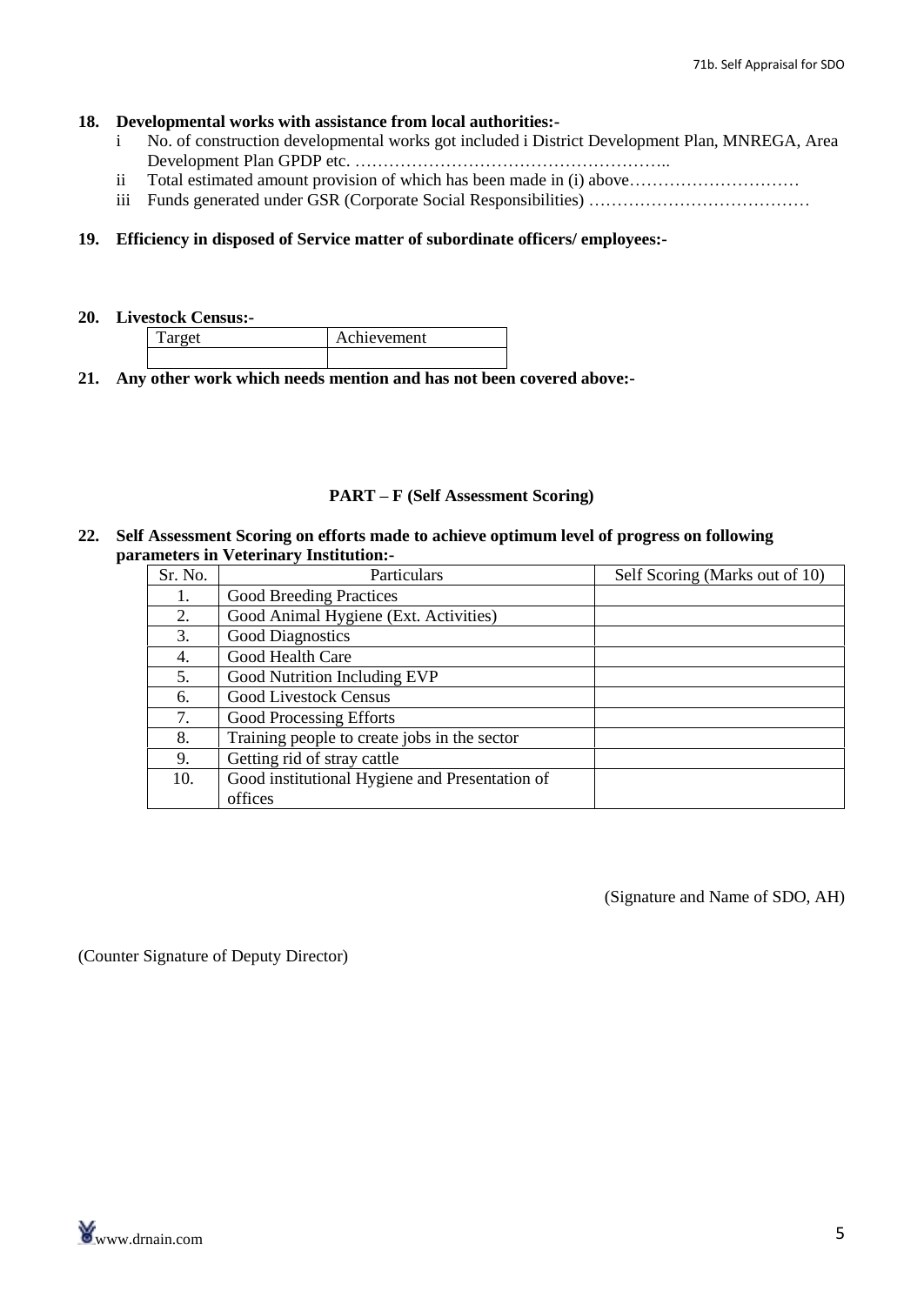**18. Developmental works with assistance from local authorities:-**

i No. of construction developmental works got included i District Development Plan, MNREGA, Area Development Plan GPDP etc. ………………………………………………..

ii Total estimated amount provision of which has been made in (i) above…………………………

iii Funds generated under GSR (Corporate Social Responsibilities) …………………………………

**19. Efficiency in disposed of Service matter of subordinate officers/ employees:-**

**20. Livestock Census:-**

| Target | Achievement |
|---|---|
| | |

**21. Any other work which needs mention and has not been covered above:-**

## PART – F (Self Assessment Scoring)

**22. Self Assessment Scoring on efforts made to achieve optimum level of progress on following parameters in Veterinary Institution:-**

| Sr. No. | Particulars | Self Scoring (Marks out of 10) |
|---|---|---|
| 1. | Good Breeding Practices | |
| 2. | Good Animal Hygiene (Ext. Activities) | |
| 3. | Good Diagnostics | |
| 4. | Good Health Care | |
| 5. | Good Nutrition Including EVP | |
| 6. | Good Livestock Census | |
| 7. | Good Processing Efforts | |
| 8. | Training people to create jobs in the sector | |
| 9. | Getting rid of stray cattle | |
| 10. | Good institutional Hygiene and Presentation of offices | |

(Signature and Name of SDO, AH)

(Counter Signature of Deputy Director)